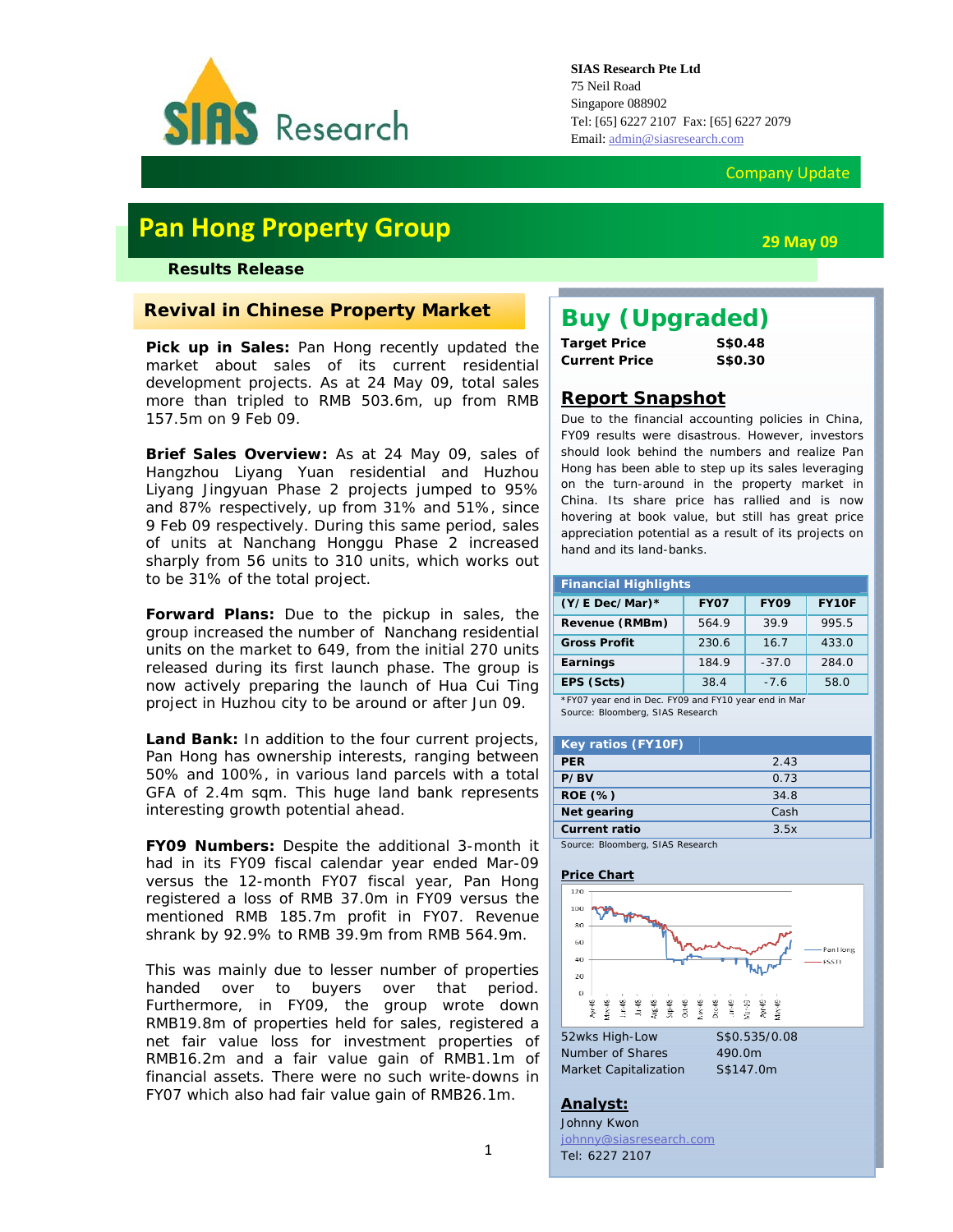**SIAS Research Pte Ltd**
75 Neil Road
Singapore 088902
Tel: [65] 6227 2107 Fax: [65] 6227 2079
Email: admin@siasresearch.com

Company Update

# Pan Hong Property Group

29 May 09

**Results Release**

## Revival in Chinese Property Market

**Pick up in Sales:** Pan Hong recently updated the market about sales of its current residential development projects. As at 24 May 09, total sales more than tripled to RMB 503.6m, up from RMB 157.5m on 9 Feb 09.

**Brief Sales Overview:** As at 24 May 09, sales of Hangzhou Liyang Yuan residential and Huzhou Liyang Jingyuan Phase 2 projects jumped to 95% and 87% respectively, up from 31% and 51%, since 9 Feb 09 respectively. During this same period, sales of units at Nanchang Honggu Phase 2 increased sharply from 56 units to 310 units, which works out to be 31% of the total project.

**Forward Plans:** Due to the pickup in sales, the group increased the number of Nanchang residential units on the market to 649, from the initial 270 units released during its first launch phase. The group is now actively preparing the launch of Hua Cui Ting project in Huzhou city to be around or after Jun 09.

**Land Bank:** In addition to the four current projects, Pan Hong has ownership interests, ranging between 50% and 100%, in various land parcels with a total GFA of 2.4m sqm. This huge land bank represents interesting growth potential ahead.

**FY09 Numbers:** Despite the additional 3-month it had in its FY09 fiscal calendar year ended Mar-09 versus the 12-month FY07 fiscal year, Pan Hong registered a loss of RMB 37.0m in FY09 versus the mentioned RMB 185.7m profit in FY07. Revenue shrank by 92.9% to RMB 39.9m from RMB 564.9m.

This was mainly due to lesser number of properties handed over to buyers over that period. Furthermore, in FY09, the group wrote down RMB19.8m of properties held for sales, registered a net fair value loss for investment properties of RMB16.2m and a fair value gain of RMB1.1m of financial assets. There were no such write-downs in FY07 which also had fair value gain of RMB26.1m.

## Buy (Upgraded)

**Target Price** S$0.48
**Current Price** S$0.30

### Report Snapshot

Due to the financial accounting policies in China, FY09 results were disastrous. However, investors should look behind the numbers and realize Pan Hong has been able to step up its sales leveraging on the turn-around in the property market in China. Its share price has rallied and is now hovering at book value, but still has great price appreciation potential as a result of its projects on hand and its land-banks.

**Financial Highlights**

| (Y/E Dec/Mar)* | FY07 | FY09 | FY10F |
|---|---|---|---|
| Revenue (RMBm) | 564.9 | 39.9 | 995.5 |
| Gross Profit | 230.6 | 16.7 | 433.0 |
| Earnings | 184.9 | -37.0 | 284.0 |
| EPS (Scts) | 38.4 | -7.6 | 58.0 |

*FY07 year end in Dec. FY09 and FY10 year end in Mar
Source: Bloomberg, SIAS Research

**Key ratios (FY10F)**

| | |
|---|---|
| PER | 2.43 |
| P/BV | 0.73 |
| ROE (%) | 34.8 |
| Net gearing | Cash |
| Current ratio | 3.5x |

Source: Bloomberg, SIAS Research

**Price Chart**

| | |
|---|---|
| 52wks High-Low | S$0.535/0.08 |
| Number of Shares | 490.0m |
| Market Capitalization | S$147.0m |

**Analyst:**
Johnny Kwon
johnny@siasresearch.com
Tel: 6227 2107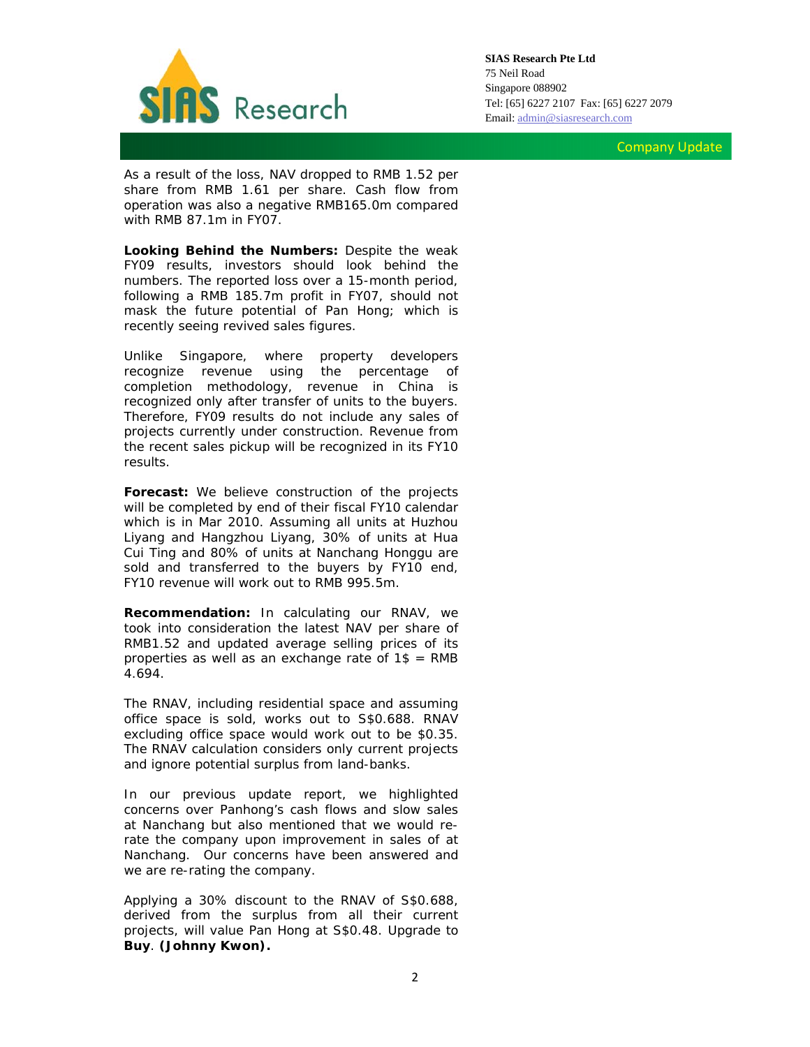As a result of the loss, NAV dropped to RMB 1.52 per share from RMB 1.61 per share. Cash flow from operation was also a negative RMB165.0m compared with RMB 87.1m in FY07.

**Looking Behind the Numbers:** Despite the weak FY09 results, investors should look behind the numbers. The reported loss over a 15-month period, following a RMB 185.7m profit in FY07, should not mask the future potential of Pan Hong; which is recently seeing revived sales figures.

Unlike Singapore, where property developers recognize revenue using the percentage of completion methodology, revenue in China is recognized only after transfer of units to the buyers. Therefore, FY09 results do not include any sales of projects currently under construction. Revenue from the recent sales pickup will be recognized in its FY10 results.

**Forecast:** We believe construction of the projects will be completed by end of their fiscal FY10 calendar which is in Mar 2010. Assuming all units at Huzhou Liyang and Hangzhou Liyang, 30% of units at Hua Cui Ting and 80% of units at Nanchang Honggu are sold and transferred to the buyers by FY10 end, FY10 revenue will work out to RMB 995.5m.

**Recommendation:** In calculating our RNAV, we took into consideration the latest NAV per share of RMB1.52 and updated average selling prices of its properties as well as an exchange rate of 1$ = RMB 4.694.

The RNAV, including residential space and assuming office space is sold, works out to S$0.688. RNAV excluding office space would work out to be $0.35. The RNAV calculation considers only current projects and ignore potential surplus from land-banks.

In our previous update report, we highlighted concerns over Panhong's cash flows and slow sales at Nanchang but also mentioned that we would re-rate the company upon improvement in sales of at Nanchang. Our concerns have been answered and we are re-rating the company.

Applying a 30% discount to the RNAV of S$0.688, derived from the surplus from all their current projects, will value Pan Hong at S$0.48. Upgrade to **Buy**. **(Johnny Kwon).**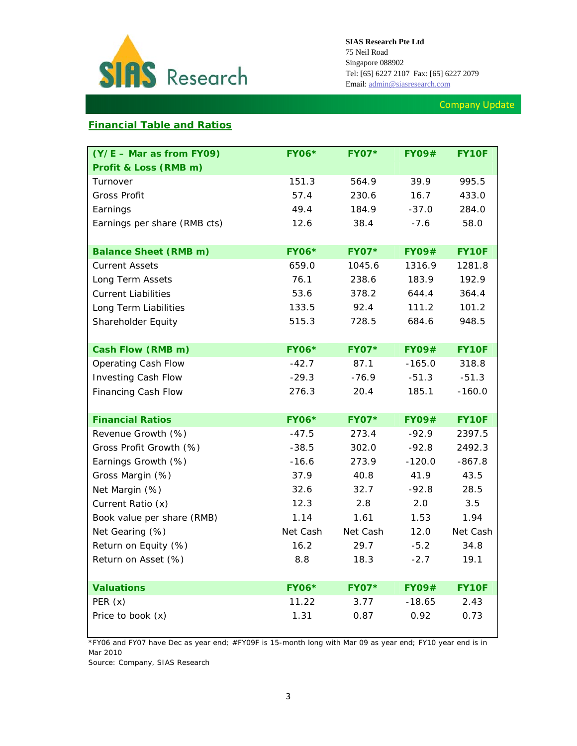Company Update

## Financial Table and Ratios

| (Y/E – Mar as from FY09) Profit & Loss (RMB m) | FY06* | FY07* | FY09# | FY10F |
|---|---|---|---|---|
| Turnover | 151.3 | 564.9 | 39.9 | 995.5 |
| Gross Profit | 57.4 | 230.6 | 16.7 | 433.0 |
| Earnings | 49.4 | 184.9 | -37.0 | 284.0 |
| Earnings per share (RMB cts) | 12.6 | 38.4 | -7.6 | 58.0 |
| **Balance Sheet (RMB m)** | **FY06*** | **FY07*** | **FY09#** | **FY10F** |
| Current Assets | 659.0 | 1045.6 | 1316.9 | 1281.8 |
| Long Term Assets | 76.1 | 238.6 | 183.9 | 192.9 |
| Current Liabilities | 53.6 | 378.2 | 644.4 | 364.4 |
| Long Term Liabilities | 133.5 | 92.4 | 111.2 | 101.2 |
| Shareholder Equity | 515.3 | 728.5 | 684.6 | 948.5 |
| **Cash Flow (RMB m)** | **FY06*** | **FY07*** | **FY09#** | **FY10F** |
| Operating Cash Flow | -42.7 | 87.1 | -165.0 | 318.8 |
| Investing Cash Flow | -29.3 | -76.9 | -51.3 | -51.3 |
| Financing Cash Flow | 276.3 | 20.4 | 185.1 | -160.0 |
| **Financial Ratios** | **FY06*** | **FY07*** | **FY09#** | **FY10F** |
| Revenue Growth (%) | -47.5 | 273.4 | -92.9 | 2397.5 |
| Gross Profit Growth (%) | -38.5 | 302.0 | -92.8 | 2492.3 |
| Earnings Growth (%) | -16.6 | 273.9 | -120.0 | -867.8 |
| Gross Margin (%) | 37.9 | 40.8 | 41.9 | 43.5 |
| Net Margin (%) | 32.6 | 32.7 | -92.8 | 28.5 |
| Current Ratio (x) | 12.3 | 2.8 | 2.0 | 3.5 |
| Book value per share (RMB) | 1.14 | 1.61 | 1.53 | 1.94 |
| Net Gearing (%) | Net Cash | Net Cash | 12.0 | Net Cash |
| Return on Equity (%) | 16.2 | 29.7 | -5.2 | 34.8 |
| Return on Asset (%) | 8.8 | 18.3 | -2.7 | 19.1 |
| **Valuations** | **FY06*** | **FY07*** | **FY09#** | **FY10F** |
| PER (x) | 11.22 | 3.77 | -18.65 | 2.43 |
| Price to book (x) | 1.31 | 0.87 | 0.92 | 0.73 |

*FY06 and FY07 have Dec as year end; #FY09F is 15-month long with Mar 09 as year end; FY10 year end is in Mar 2010

Source: Company, SIAS Research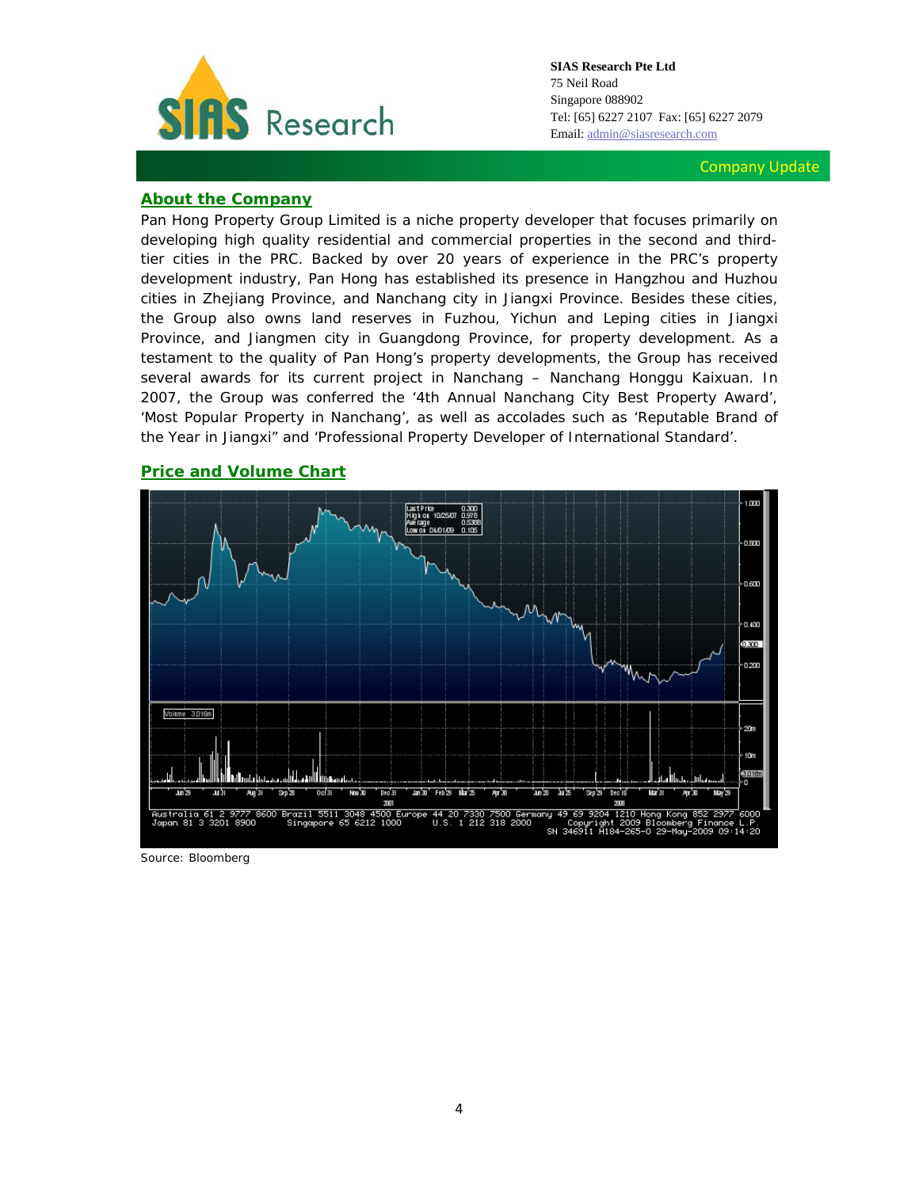**SIAS Research Pte Ltd**
75 Neil Road
Singapore 088902
Tel: [65] 6227 2107 Fax: [65] 6227 2079
Email: admin@siasresearch.com

Company Update

## About the Company

Pan Hong Property Group Limited is a niche property developer that focuses primarily on developing high quality residential and commercial properties in the second and third-tier cities in the PRC. Backed by over 20 years of experience in the PRC's property development industry, Pan Hong has established its presence in Hangzhou and Huzhou cities in Zhejiang Province, and Nanchang city in Jiangxi Province. Besides these cities, the Group also owns land reserves in Fuzhou, Yichun and Leping cities in Jiangxi Province, and Jiangmen city in Guangdong Province, for property development. As a testament to the quality of Pan Hong's property developments, the Group has received several awards for its current project in Nanchang – Nanchang Honggu Kaixuan. In 2007, the Group was conferred the '4th Annual Nanchang City Best Property Award', 'Most Popular Property in Nanchang', as well as accolades such as 'Reputable Brand of the Year in Jiangxi" and 'Professional Property Developer of International Standard'.

## Price and Volume Chart

Source: Bloomberg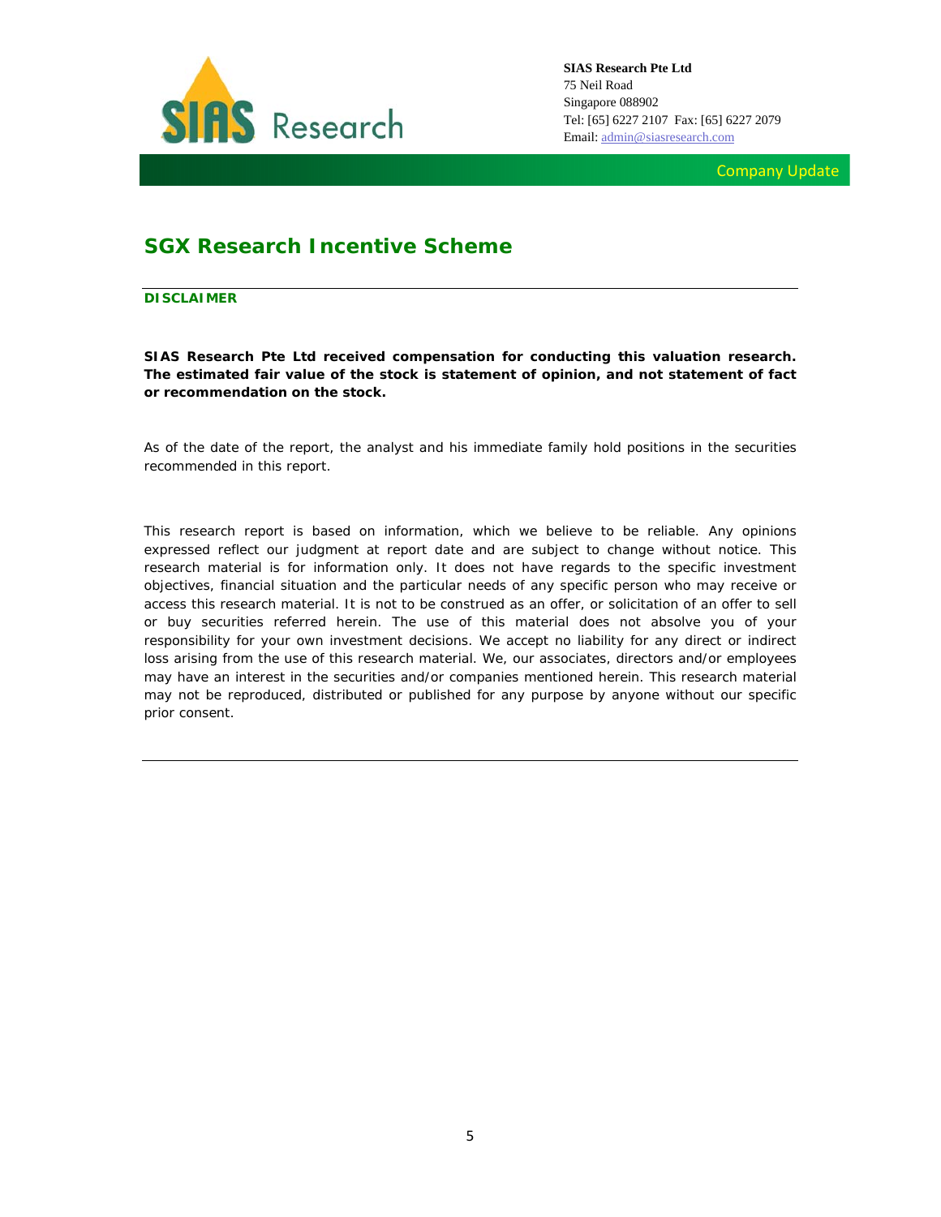**SIAS Research Pte Ltd**
75 Neil Road
Singapore 088902
Tel: [65] 6227 2107 Fax: [65] 6227 2079
Email: admin@siasresearch.com

Company Update

# SGX Research Incentive Scheme

## DISCLAIMER

**SIAS Research Pte Ltd received compensation for conducting this valuation research. The estimated fair value of the stock is statement of opinion, and not statement of fact or recommendation on the stock.**

As of the date of the report, the analyst and his immediate family hold positions in the securities recommended in this report.

This research report is based on information, which we believe to be reliable. Any opinions expressed reflect our judgment at report date and are subject to change without notice. This research material is for information only. It does not have regards to the specific investment objectives, financial situation and the particular needs of any specific person who may receive or access this research material. It is not to be construed as an offer, or solicitation of an offer to sell or buy securities referred herein. The use of this material does not absolve you of your responsibility for your own investment decisions. We accept no liability for any direct or indirect loss arising from the use of this research material. We, our associates, directors and/or employees may have an interest in the securities and/or companies mentioned herein. This research material may not be reproduced, distributed or published for any purpose by anyone without our specific prior consent.